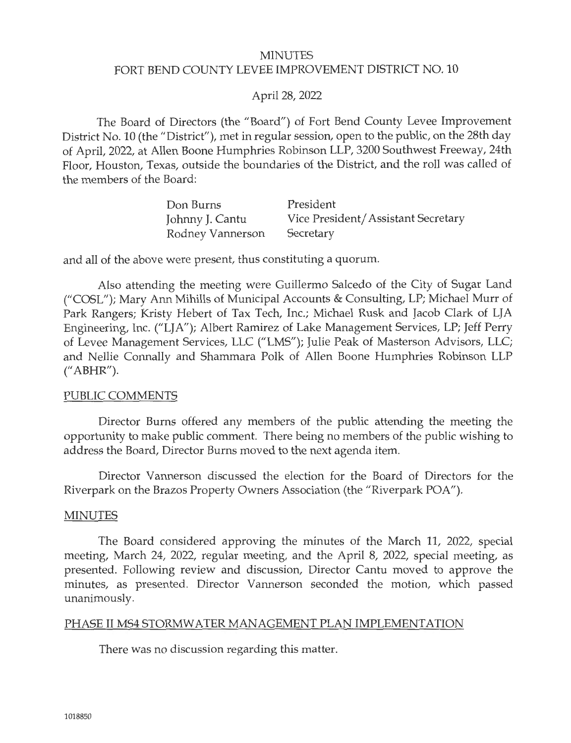# MINUTES
# FORT BEND COUNTY LEVEE IMPROVEMENT DISTRICT NO. 10

April 28, 2022

The Board of Directors (the "Board") of Fort Bend County Levee Improvement District No. 10 (the "District"), met in regular session, open to the public, on the 28th day of April, 2022, at Allen Boone Humphries Robinson LLP, 3200 Southwest Freeway, 24th Floor, Houston, Texas, outside the boundaries of the District, and the roll was called of the members of the Board:

| | |
|---|---|
| Don Burns | President |
| Johnny J. Cantu | Vice President/Assistant Secretary |
| Rodney Vannerson | Secretary |

and all of the above were present, thus constituting a quorum.

Also attending the meeting were Guillermo Salcedo of the City of Sugar Land ("COSL"); Mary Ann Mihills of Municipal Accounts & Consulting, LP; Michael Murr of Park Rangers; Kristy Hebert of Tax Tech, Inc.; Michael Rusk and Jacob Clark of LJA Engineering, Inc. ("LJA"); Albert Ramirez of Lake Management Services, LP; Jeff Perry of Levee Management Services, LLC ("LMS"); Julie Peak of Masterson Advisors, LLC; and Nellie Connally and Shammara Polk of Allen Boone Humphries Robinson LLP ("ABHR").

## PUBLIC COMMENTS

Director Burns offered any members of the public attending the meeting the opportunity to make public comment. There being no members of the public wishing to address the Board, Director Burns moved to the next agenda item.

Director Vannerson discussed the election for the Board of Directors for the Riverpark on the Brazos Property Owners Association (the "Riverpark POA").

## MINUTES

The Board considered approving the minutes of the March 11, 2022, special meeting, March 24, 2022, regular meeting, and the April 8, 2022, special meeting, as presented. Following review and discussion, Director Cantu moved to approve the minutes, as presented. Director Vannerson seconded the motion, which passed unanimously.

## PHASE II MS4 STORMWATER MANAGEMENT PLAN IMPLEMENTATION

There was no discussion regarding this matter.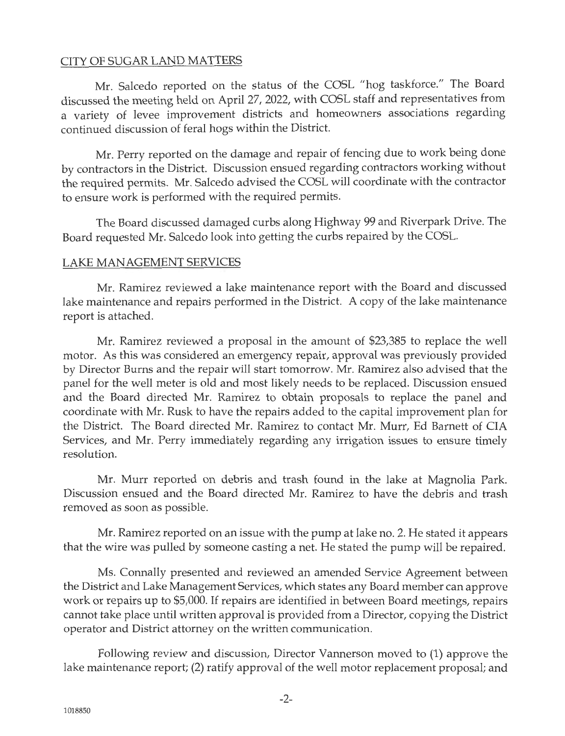CITY OF SUGAR LAND MATTERS

Mr. Salcedo reported on the status of the COSL "hog taskforce." The Board discussed the meeting held on April 27, 2022, with COSL staff and representatives from a variety of levee improvement districts and homeowners associations regarding continued discussion of feral hogs within the District.

Mr. Perry reported on the damage and repair of fencing due to work being done by contractors in the District. Discussion ensued regarding contractors working without the required permits. Mr. Salcedo advised the COSL will coordinate with the contractor to ensure work is performed with the required permits.

The Board discussed damaged curbs along Highway 99 and Riverpark Drive. The Board requested Mr. Salcedo look into getting the curbs repaired by the COSL.

LAKE MANAGEMENT SERVICES

Mr. Ramirez reviewed a lake maintenance report with the Board and discussed lake maintenance and repairs performed in the District. A copy of the lake maintenance report is attached.

Mr. Ramirez reviewed a proposal in the amount of $23,385 to replace the well motor. As this was considered an emergency repair, approval was previously provided by Director Burns and the repair will start tomorrow. Mr. Ramirez also advised that the panel for the well meter is old and most likely needs to be replaced. Discussion ensued and the Board directed Mr. Ramirez to obtain proposals to replace the panel and coordinate with Mr. Rusk to have the repairs added to the capital improvement plan for the District. The Board directed Mr. Ramirez to contact Mr. Murr, Ed Barnett of CIA Services, and Mr. Perry immediately regarding any irrigation issues to ensure timely resolution.

Mr. Murr reported on debris and trash found in the lake at Magnolia Park. Discussion ensued and the Board directed Mr. Ramirez to have the debris and trash removed as soon as possible.

Mr. Ramirez reported on an issue with the pump at lake no. 2. He stated it appears that the wire was pulled by someone casting a net. He stated the pump will be repaired.

Ms. Connally presented and reviewed an amended Service Agreement between the District and Lake Management Services, which states any Board member can approve work or repairs up to $5,000. If repairs are identified in between Board meetings, repairs cannot take place until written approval is provided from a Director, copying the District operator and District attorney on the written communication.

Following review and discussion, Director Vannerson moved to (1) approve the lake maintenance report; (2) ratify approval of the well motor replacement proposal; and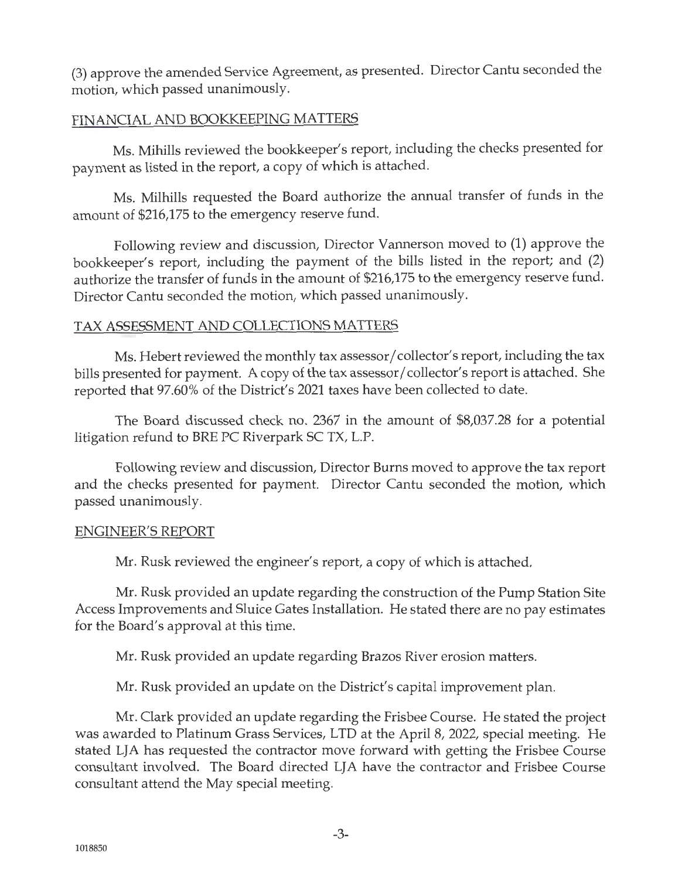(3) approve the amended Service Agreement, as presented. Director Cantu seconded the motion, which passed unanimously.

## FINANCIAL AND BOOKKEEPING MATTERS

Ms. Mihills reviewed the bookkeeper's report, including the checks presented for payment as listed in the report, a copy of which is attached.

Ms. Milhills requested the Board authorize the annual transfer of funds in the amount of $216,175 to the emergency reserve fund.

Following review and discussion, Director Vannerson moved to (1) approve the bookkeeper's report, including the payment of the bills listed in the report; and (2) authorize the transfer of funds in the amount of $216,175 to the emergency reserve fund. Director Cantu seconded the motion, which passed unanimously.

## TAX ASSESSMENT AND COLLECTIONS MATTERS

Ms. Hebert reviewed the monthly tax assessor/collector's report, including the tax bills presented for payment. A copy of the tax assessor/collector's report is attached. She reported that 97.60% of the District's 2021 taxes have been collected to date.

The Board discussed check no. 2367 in the amount of $8,037.28 for a potential litigation refund to BRE PC Riverpark SC TX, L.P.

Following review and discussion, Director Burns moved to approve the tax report and the checks presented for payment. Director Cantu seconded the motion, which passed unanimously.

## ENGINEER'S REPORT

Mr. Rusk reviewed the engineer's report, a copy of which is attached.

Mr. Rusk provided an update regarding the construction of the Pump Station Site Access Improvements and Sluice Gates Installation. He stated there are no pay estimates for the Board's approval at this time.

Mr. Rusk provided an update regarding Brazos River erosion matters.

Mr. Rusk provided an update on the District's capital improvement plan.

Mr. Clark provided an update regarding the Frisbee Course. He stated the project was awarded to Platinum Grass Services, LTD at the April 8, 2022, special meeting. He stated LJA has requested the contractor move forward with getting the Frisbee Course consultant involved. The Board directed LJA have the contractor and Frisbee Course consultant attend the May special meeting.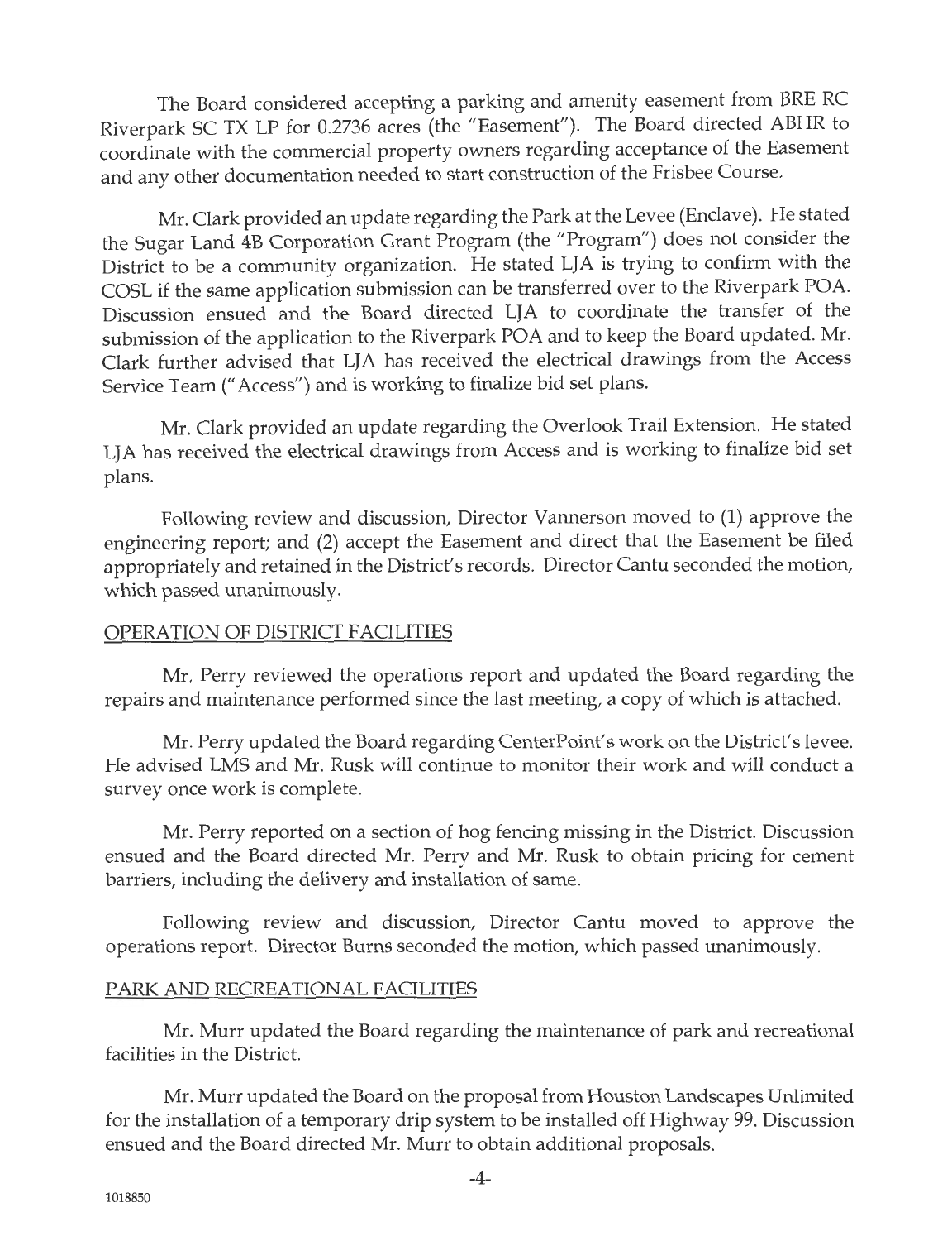The Board considered accepting a parking and amenity easement from BRE RC Riverpark SC TX LP for 0.2736 acres (the "Easement"). The Board directed ABHR to coordinate with the commercial property owners regarding acceptance of the Easement and any other documentation needed to start construction of the Frisbee Course.

Mr. Clark provided an update regarding the Park at the Levee (Enclave). He stated the Sugar Land 4B Corporation Grant Program (the "Program") does not consider the District to be a community organization. He stated LJA is trying to confirm with the COSL if the same application submission can be transferred over to the Riverpark POA. Discussion ensued and the Board directed LJA to coordinate the transfer of the submission of the application to the Riverpark POA and to keep the Board updated. Mr. Clark further advised that LJA has received the electrical drawings from the Access Service Team ("Access") and is working to finalize bid set plans.

Mr. Clark provided an update regarding the Overlook Trail Extension. He stated LJA has received the electrical drawings from Access and is working to finalize bid set plans.

Following review and discussion, Director Vannerson moved to (1) approve the engineering report; and (2) accept the Easement and direct that the Easement be filed appropriately and retained in the District's records. Director Cantu seconded the motion, which passed unanimously.

## OPERATION OF DISTRICT FACILITIES

Mr. Perry reviewed the operations report and updated the Board regarding the repairs and maintenance performed since the last meeting, a copy of which is attached.

Mr. Perry updated the Board regarding CenterPoint's work on the District's levee. He advised LMS and Mr. Rusk will continue to monitor their work and will conduct a survey once work is complete.

Mr. Perry reported on a section of hog fencing missing in the District. Discussion ensued and the Board directed Mr. Perry and Mr. Rusk to obtain pricing for cement barriers, including the delivery and installation of same.

Following review and discussion, Director Cantu moved to approve the operations report. Director Burns seconded the motion, which passed unanimously.

## PARK AND RECREATIONAL FACILITIES

Mr. Murr updated the Board regarding the maintenance of park and recreational facilities in the District.

Mr. Murr updated the Board on the proposal from Houston Landscapes Unlimited for the installation of a temporary drip system to be installed off Highway 99. Discussion ensued and the Board directed Mr. Murr to obtain additional proposals.

1018850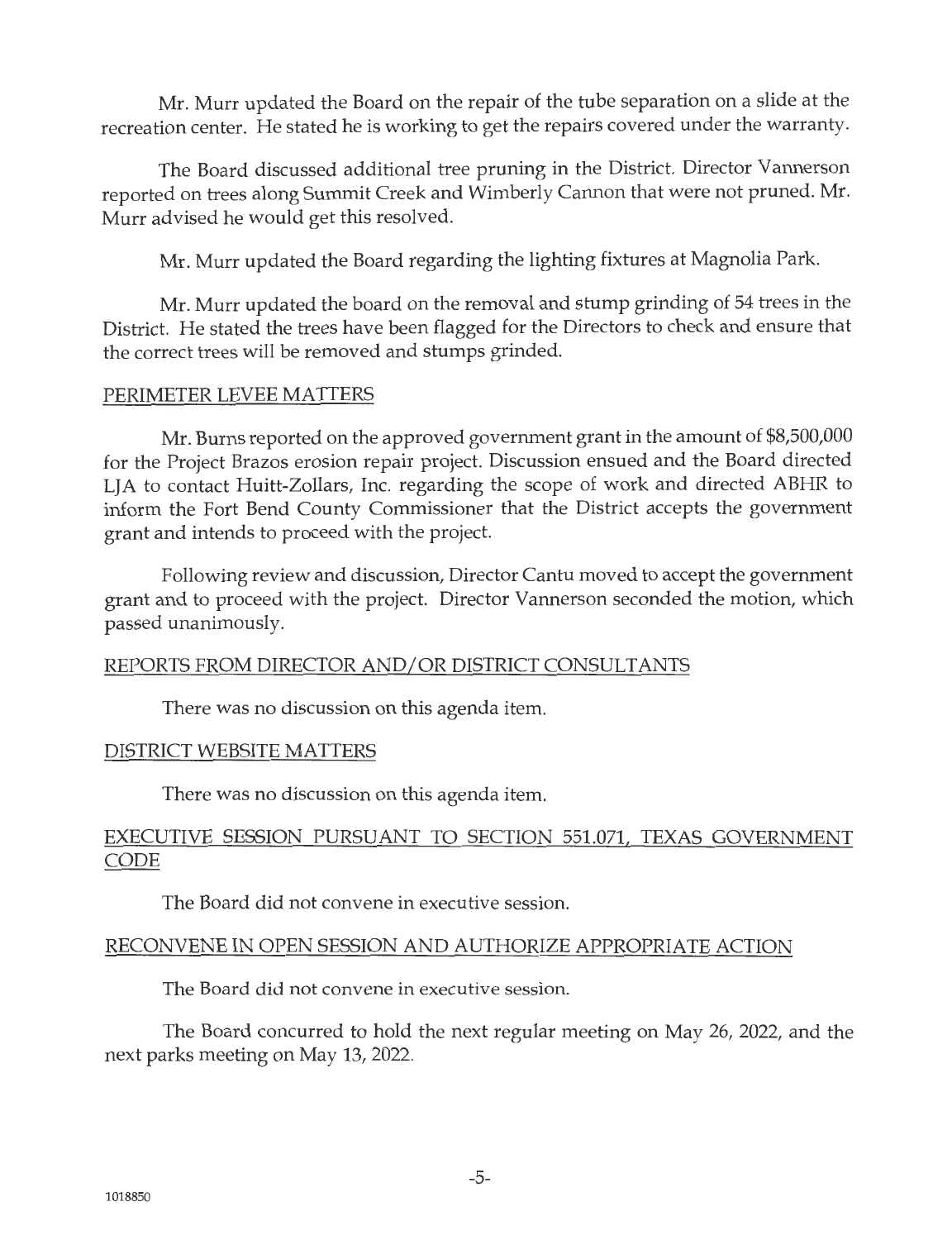Mr. Murr updated the Board on the repair of the tube separation on a slide at the recreation center. He stated he is working to get the repairs covered under the warranty.

The Board discussed additional tree pruning in the District. Director Vannerson reported on trees along Summit Creek and Wimberly Cannon that were not pruned. Mr. Murr advised he would get this resolved.

Mr. Murr updated the Board regarding the lighting fixtures at Magnolia Park.

Mr. Murr updated the board on the removal and stump grinding of 54 trees in the District. He stated the trees have been flagged for the Directors to check and ensure that the correct trees will be removed and stumps grinded.

## PERIMETER LEVEE MATTERS

Mr. Burns reported on the approved government grant in the amount of $8,500,000 for the Project Brazos erosion repair project. Discussion ensued and the Board directed LJA to contact Huitt-Zollars, Inc. regarding the scope of work and directed ABHR to inform the Fort Bend County Commissioner that the District accepts the government grant and intends to proceed with the project.

Following review and discussion, Director Cantu moved to accept the government grant and to proceed with the project. Director Vannerson seconded the motion, which passed unanimously.

## REPORTS FROM DIRECTOR AND/OR DISTRICT CONSULTANTS

There was no discussion on this agenda item.

## DISTRICT WEBSITE MATTERS

There was no discussion on this agenda item.

## EXECUTIVE SESSION PURSUANT TO SECTION 551.071, TEXAS GOVERNMENT CODE

The Board did not convene in executive session.

## RECONVENE IN OPEN SESSION AND AUTHORIZE APPROPRIATE ACTION

The Board did not convene in executive session.

The Board concurred to hold the next regular meeting on May 26, 2022, and the next parks meeting on May 13, 2022.

1018850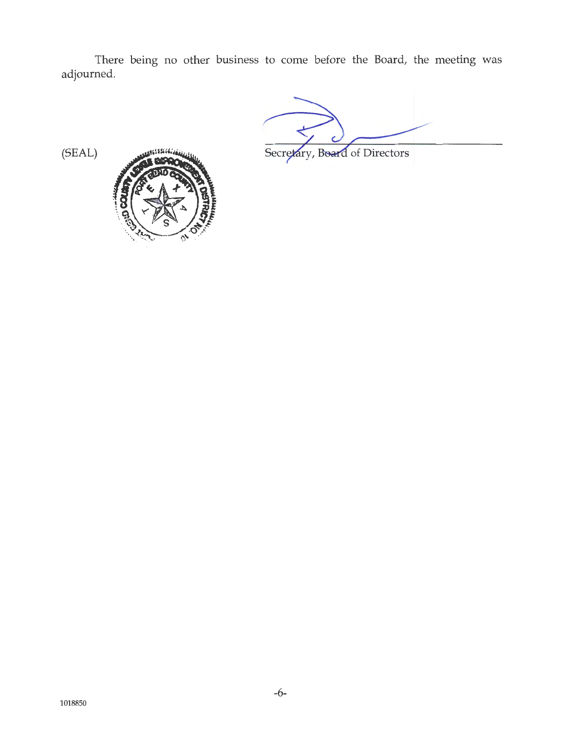There being no other business to come before the Board, the meeting was adjourned.

(SEAL)

Secretary, Board of Directors

1018850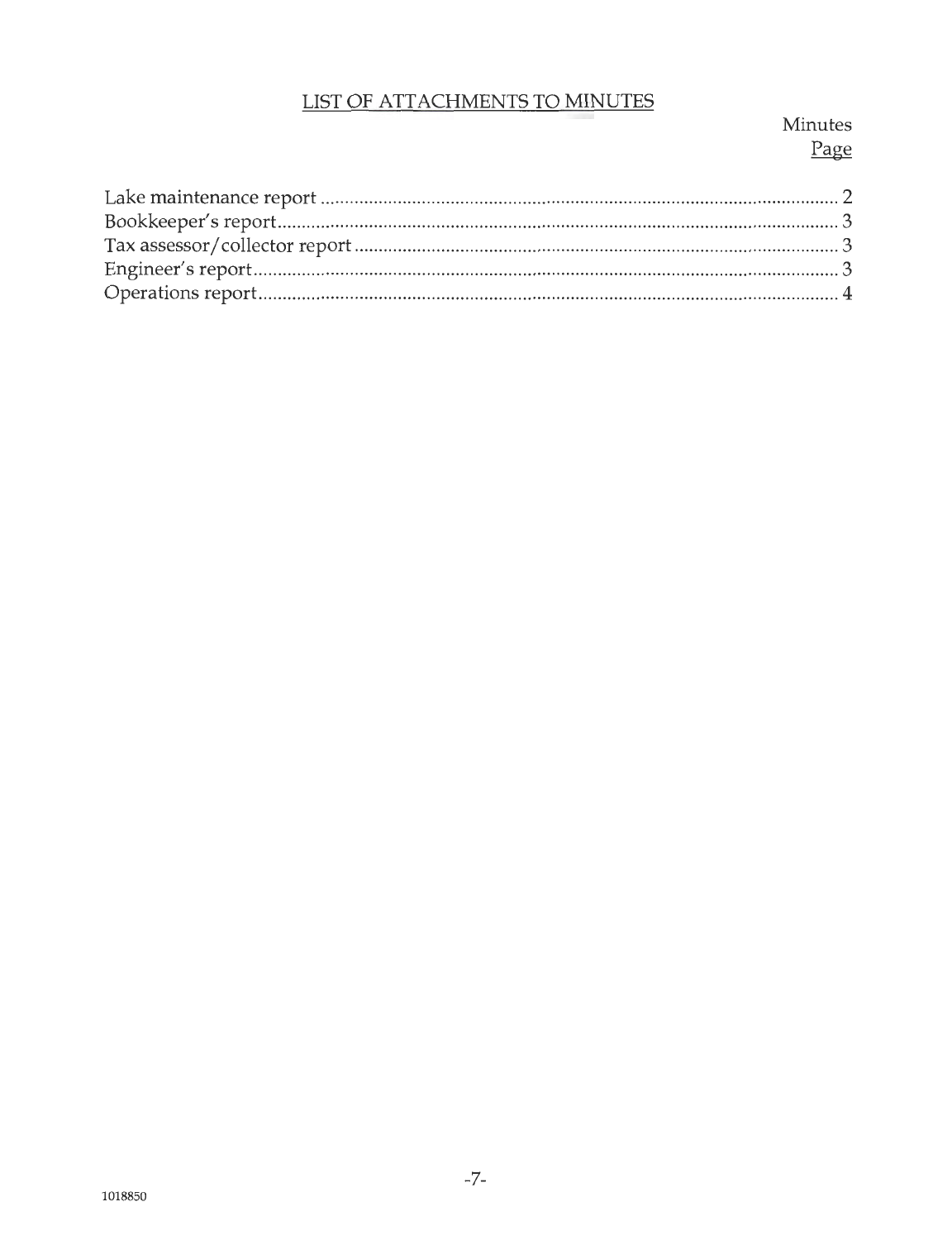## LIST OF ATTACHMENTS TO MINUTES

| | Minutes Page |
|---|---|
| Lake maintenance report | 2 |
| Bookkeeper's report | 3 |
| Tax assessor/collector report | 3 |
| Engineer's report | 3 |
| Operations report | 4 |

1018850